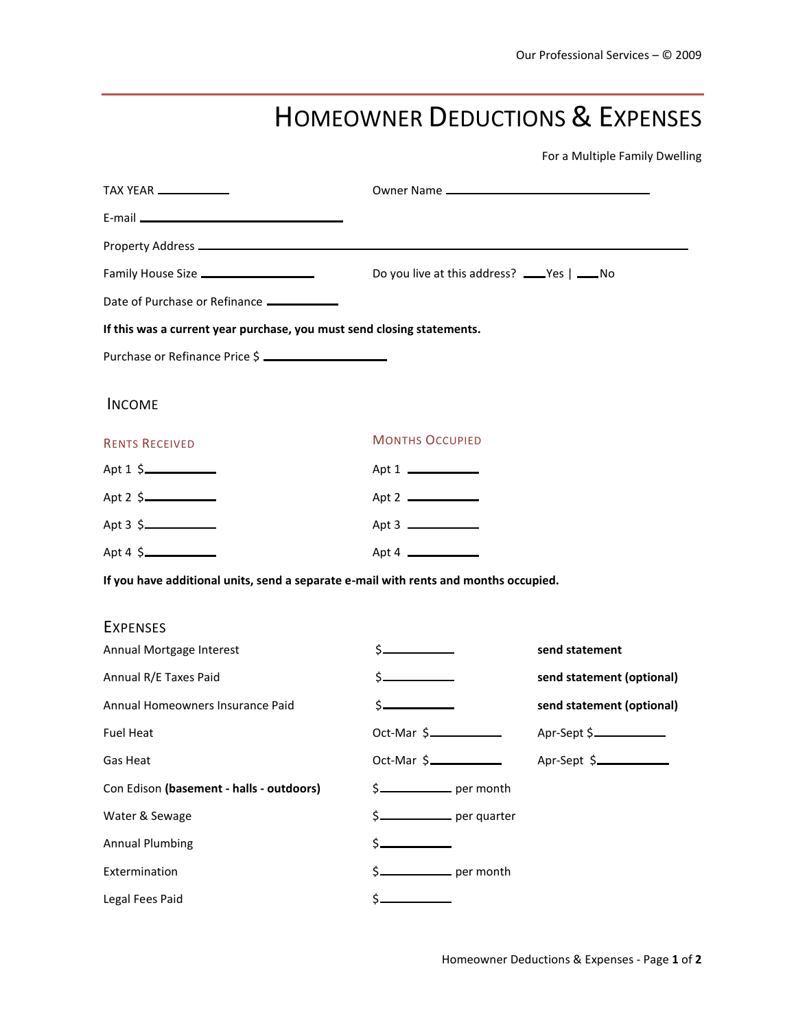# HOMEOWNER DEDUCTIONS & EXPENSES

For a Multiple Family Dwelling

TAX YEAR ___________ Owner Name ______________________________

E-mail ______________________________

Property Address ____________________________________________________________

Family House Size _______________ Do you live at this address? ___Yes | ___No

Date of Purchase or Refinance __________

**If this was a current year purchase, you must send closing statements.**

Purchase or Refinance Price $ _______________

## INCOME

| RENTS RECEIVED | MONTHS OCCUPIED |
|---|---|
| Apt 1 $__________ | Apt 1 __________ |
| Apt 2 $__________ | Apt 2 __________ |
| Apt 3 $__________ | Apt 3 __________ |
| Apt 4 $__________ | Apt 4 __________ |

**If you have additional units, send a separate e-mail with rents and months occupied.**

## EXPENSES

| | | |
|---|---|---|
| Annual Mortgage Interest | $__________ | **send statement** |
| Annual R/E Taxes Paid | $__________ | **send statement (optional)** |
| Annual Homeowners Insurance Paid | $__________ | **send statement (optional)** |
| Fuel Heat | Oct-Mar $__________ | Apr-Sept $__________ |
| Gas Heat | Oct-Mar $__________ | Apr-Sept $__________ |
| Con Edison **(basement - halls - outdoors)** | $__________ per month | |
| Water & Sewage | $__________ per quarter | |
| Annual Plumbing | $__________ | |
| Extermination | $__________ per month | |
| Legal Fees Paid | $__________ | |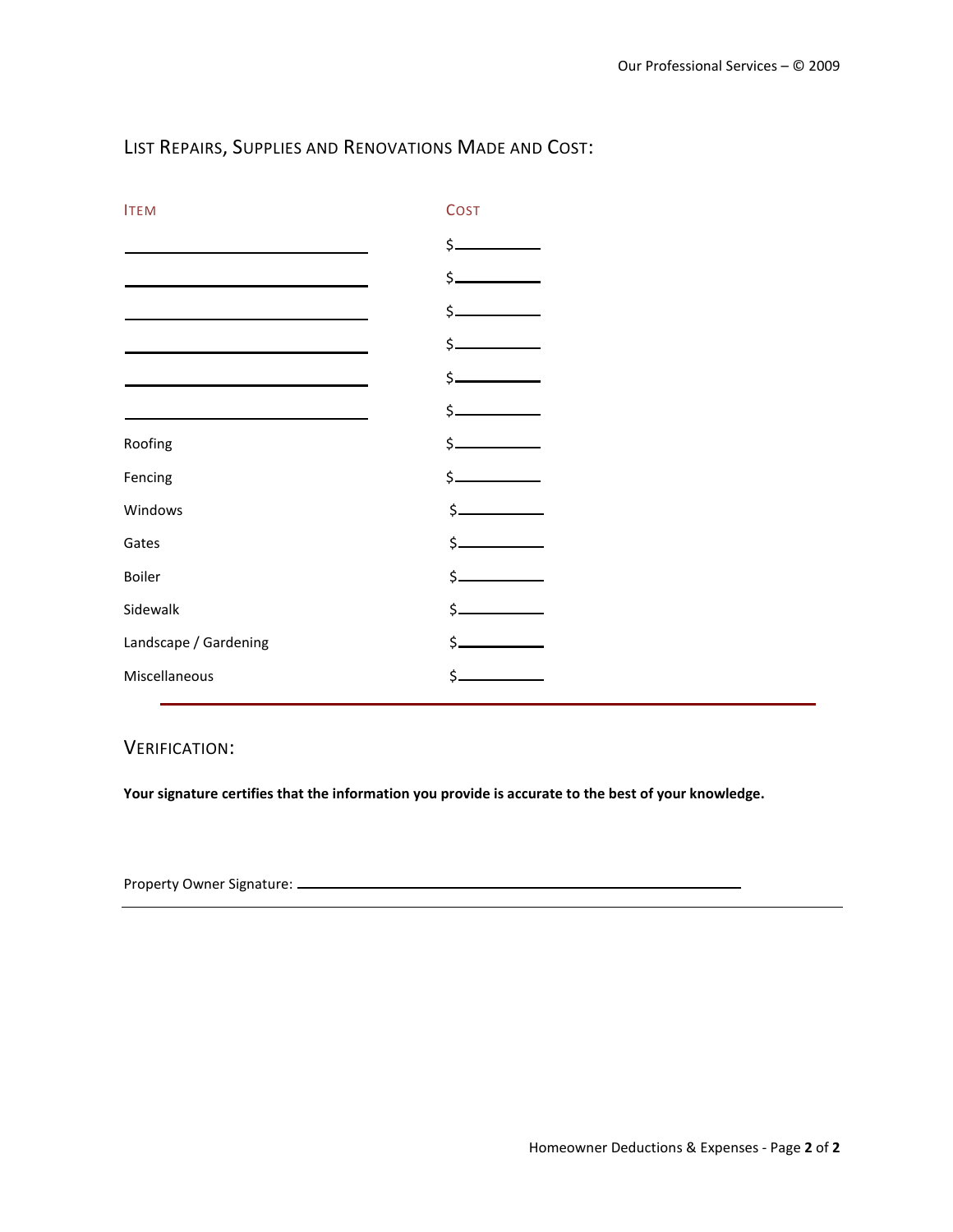## List Repairs, Supplies and Renovations Made and Cost:

| Item | Cost |
| --- | --- |
| ______________________ | $________ |
| ______________________ | $________ |
| ______________________ | $________ |
| ______________________ | $________ |
| ______________________ | $________ |
| ______________________ | $________ |
| Roofing | $________ |
| Fencing | $________ |
| Windows | $________ |
| Gates | $________ |
| Boiler | $________ |
| Sidewalk | $________ |
| Landscape / Gardening | $________ |
| Miscellaneous | $________ |

---

## Verification:

**Your signature certifies that the information you provide is accurate to the best of your knowledge.**

Property Owner Signature: ________________________________________________